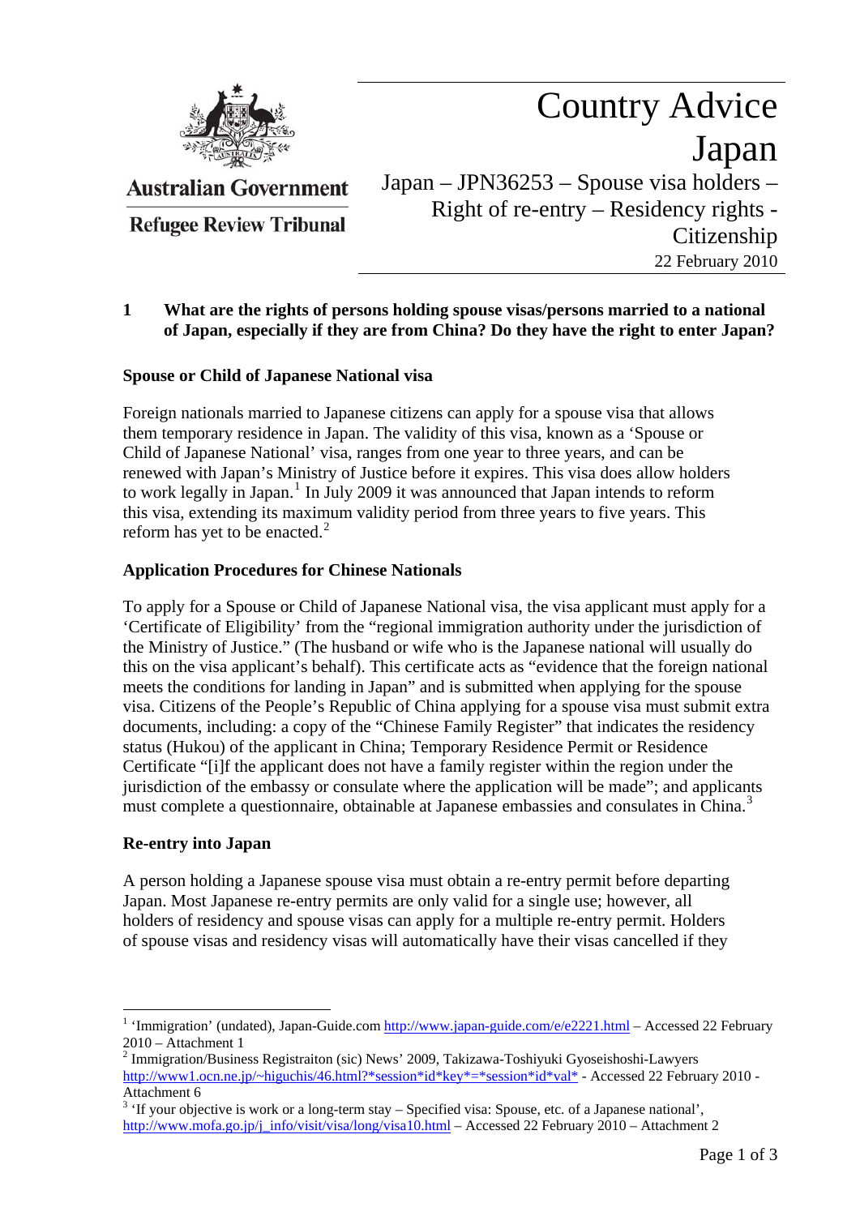**Australian Government**

**Refugee Review Tribunal**

# Country Advice Japan

## Japan – JPN36253 – Spouse visa holders – Right of re-entry – Residency rights - Citizenship

22 February 2010

**1 What are the rights of persons holding spouse visas/persons married to a national of Japan, especially if they are from China? Do they have the right to enter Japan?**

### Spouse or Child of Japanese National visa

Foreign nationals married to Japanese citizens can apply for a spouse visa that allows them temporary residence in Japan. The validity of this visa, known as a 'Spouse or Child of Japanese National' visa, ranges from one year to three years, and can be renewed with Japan's Ministry of Justice before it expires. This visa does allow holders to work legally in Japan.[1] In July 2009 it was announced that Japan intends to reform this visa, extending its maximum validity period from three years to five years. This reform has yet to be enacted.[2]

### Application Procedures for Chinese Nationals

To apply for a Spouse or Child of Japanese National visa, the visa applicant must apply for a 'Certificate of Eligibility' from the "regional immigration authority under the jurisdiction of the Ministry of Justice." (The husband or wife who is the Japanese national will usually do this on the visa applicant's behalf). This certificate acts as "evidence that the foreign national meets the conditions for landing in Japan" and is submitted when applying for the spouse visa. Citizens of the People's Republic of China applying for a spouse visa must submit extra documents, including: a copy of the "Chinese Family Register" that indicates the residency status (Hukou) of the applicant in China; Temporary Residence Permit or Residence Certificate "[i]f the applicant does not have a family register within the region under the jurisdiction of the embassy or consulate where the application will be made"; and applicants must complete a questionnaire, obtainable at Japanese embassies and consulates in China.[3]

### Re-entry into Japan

A person holding a Japanese spouse visa must obtain a re-entry permit before departing Japan. Most Japanese re-entry permits are only valid for a single use; however, all holders of residency and spouse visas can apply for a multiple re-entry permit. Holders of spouse visas and residency visas will automatically have their visas cancelled if they

---

[1] 'Immigration' (undated), Japan-Guide.com http://www.japan-guide.com/e/e2221.html – Accessed 22 February 2010 – Attachment 1

[2] Immigration/Business Registraiton (sic) News' 2009, Takizawa-Toshiyuki Gyoseishoshi-Lawyers http://www1.ocn.ne.jp/~higuchis/46.html?*session*id*key*=*session*id*val* - Accessed 22 February 2010 - Attachment 6

[3] 'If your objective is work or a long-term stay – Specified visa: Spouse, etc. of a Japanese national', http://www.mofa.go.jp/j_info/visit/visa/long/visa10.html – Accessed 22 February 2010 – Attachment 2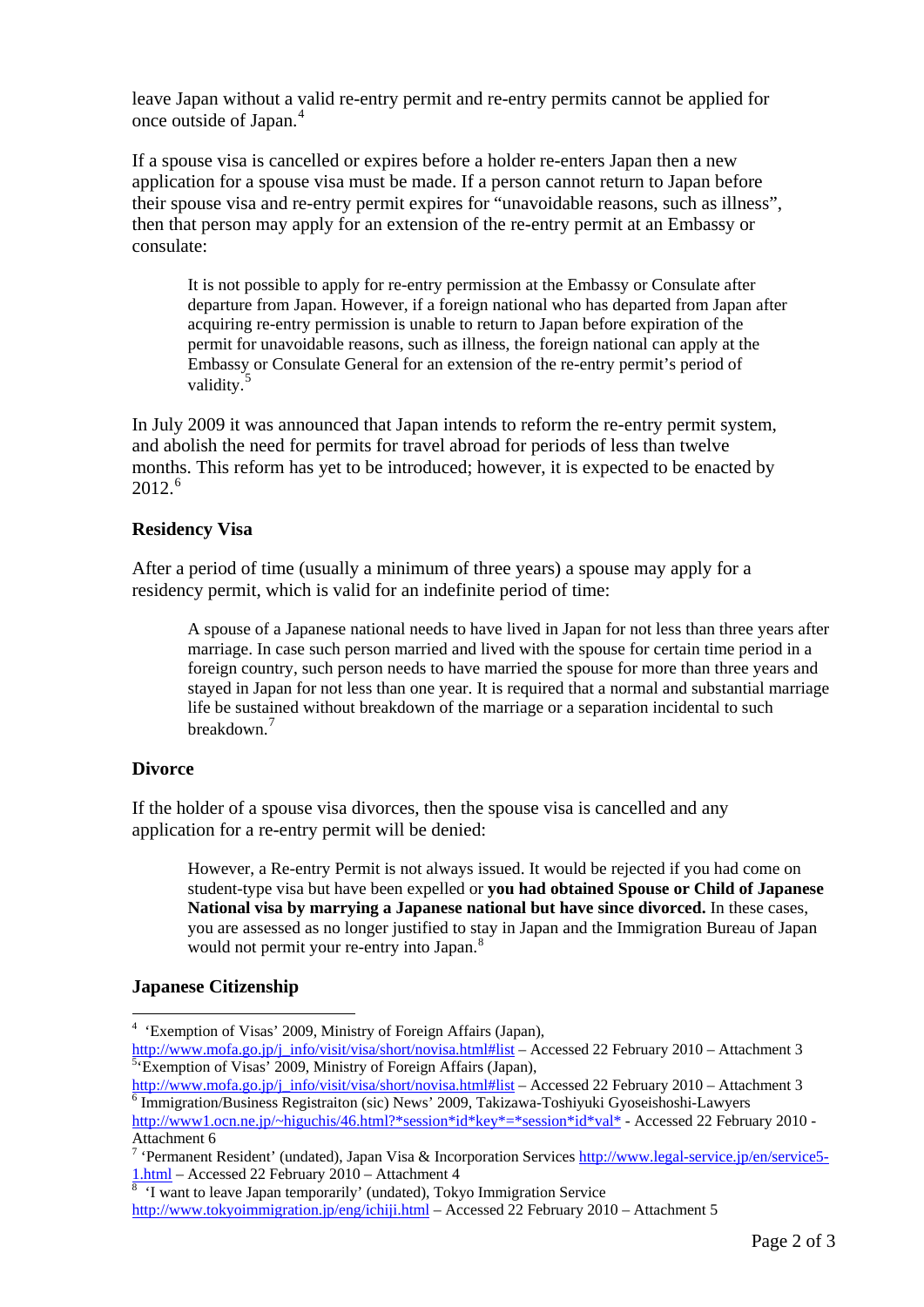leave Japan without a valid re-entry permit and re-entry permits cannot be applied for once outside of Japan.[4]

If a spouse visa is cancelled or expires before a holder re-enters Japan then a new application for a spouse visa must be made. If a person cannot return to Japan before their spouse visa and re-entry permit expires for "unavoidable reasons, such as illness", then that person may apply for an extension of the re-entry permit at an Embassy or consulate:

> It is not possible to apply for re-entry permission at the Embassy or Consulate after departure from Japan. However, if a foreign national who has departed from Japan after acquiring re-entry permission is unable to return to Japan before expiration of the permit for unavoidable reasons, such as illness, the foreign national can apply at the Embassy or Consulate General for an extension of the re-entry permit's period of validity.[5]

In July 2009 it was announced that Japan intends to reform the re-entry permit system, and abolish the need for permits for travel abroad for periods of less than twelve months. This reform has yet to be introduced; however, it is expected to be enacted by 2012.[6]

### Residency Visa

After a period of time (usually a minimum of three years) a spouse may apply for a residency permit, which is valid for an indefinite period of time:

> A spouse of a Japanese national needs to have lived in Japan for not less than three years after marriage. In case such person married and lived with the spouse for certain time period in a foreign country, such person needs to have married the spouse for more than three years and stayed in Japan for not less than one year. It is required that a normal and substantial marriage life be sustained without breakdown of the marriage or a separation incidental to such breakdown.[7]

### Divorce

If the holder of a spouse visa divorces, then the spouse visa is cancelled and any application for a re-entry permit will be denied:

> However, a Re-entry Permit is not always issued. It would be rejected if you had come on student-type visa but have been expelled or **you had obtained Spouse or Child of Japanese National visa by marrying a Japanese national but have since divorced.** In these cases, you are assessed as no longer justified to stay in Japan and the Immigration Bureau of Japan would not permit your re-entry into Japan.[8]

### Japanese Citizenship

---

[4] 'Exemption of Visas' 2009, Ministry of Foreign Affairs (Japan), http://www.mofa.go.jp/j_info/visit/visa/short/novisa.html#list – Accessed 22 February 2010 – Attachment 3

[5] 'Exemption of Visas' 2009, Ministry of Foreign Affairs (Japan), http://www.mofa.go.jp/j_info/visit/visa/short/novisa.html#list – Accessed 22 February 2010 – Attachment 3

[6] Immigration/Business Registraiton (sic) News' 2009, Takizawa-Toshiyuki Gyoseishoshi-Lawyers http://www1.ocn.ne.jp/~higuchis/46.html?*session*id*key*=*session*id*val* - Accessed 22 February 2010 - Attachment 6

[7] 'Permanent Resident' (undated), Japan Visa & Incorporation Services http://www.legal-service.jp/en/service5-1.html – Accessed 22 February 2010 – Attachment 4

[8] 'I want to leave Japan temporarily' (undated), Tokyo Immigration Service http://www.tokyoimmigration.jp/eng/ichiji.html – Accessed 22 February 2010 – Attachment 5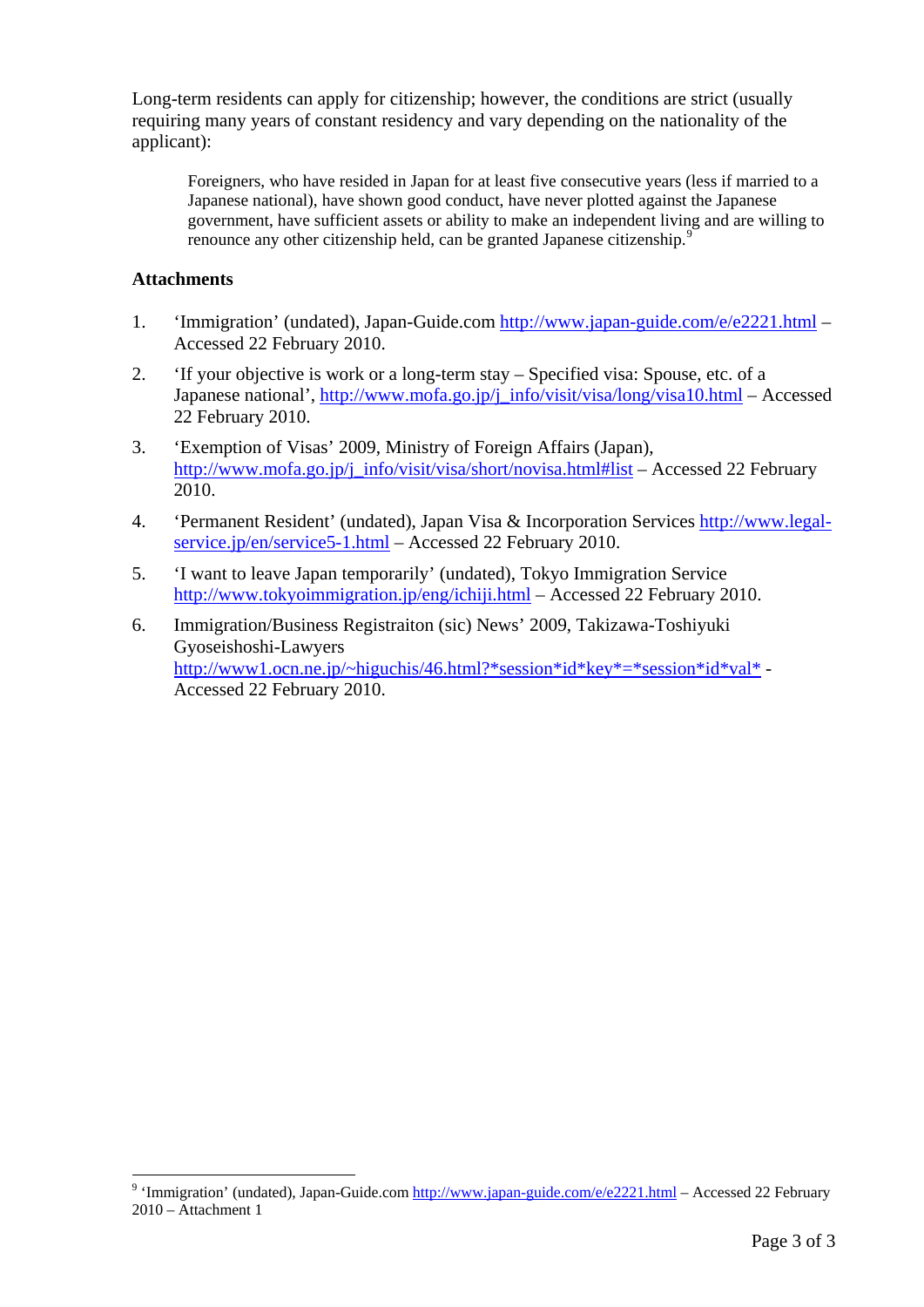Long-term residents can apply for citizenship; however, the conditions are strict (usually requiring many years of constant residency and vary depending on the nationality of the applicant):

> Foreigners, who have resided in Japan for at least five consecutive years (less if married to a Japanese national), have shown good conduct, have never plotted against the Japanese government, have sufficient assets or ability to make an independent living and are willing to renounce any other citizenship held, can be granted Japanese citizenship.[9]

### Attachments

1. 'Immigration' (undated), Japan-Guide.com http://www.japan-guide.com/e/e2221.html – Accessed 22 February 2010.

2. 'If your objective is work or a long-term stay – Specified visa: Spouse, etc. of a Japanese national', http://www.mofa.go.jp/j_info/visit/visa/long/visa10.html – Accessed 22 February 2010.

3. 'Exemption of Visas' 2009, Ministry of Foreign Affairs (Japan), http://www.mofa.go.jp/j_info/visit/visa/short/novisa.html#list – Accessed 22 February 2010.

4. 'Permanent Resident' (undated), Japan Visa & Incorporation Services http://www.legal-service.jp/en/service5-1.html – Accessed 22 February 2010.

5. 'I want to leave Japan temporarily' (undated), Tokyo Immigration Service http://www.tokyoimmigration.jp/eng/ichiji.html – Accessed 22 February 2010.

6. Immigration/Business Registraiton (sic) News' 2009, Takizawa-Toshiyuki Gyoseishoshi-Lawyers http://www1.ocn.ne.jp/~higuchis/46.html?*session*id*key*=*session*id*val* - Accessed 22 February 2010.

---

[9] 'Immigration' (undated), Japan-Guide.com http://www.japan-guide.com/e/e2221.html – Accessed 22 February 2010 – Attachment 1